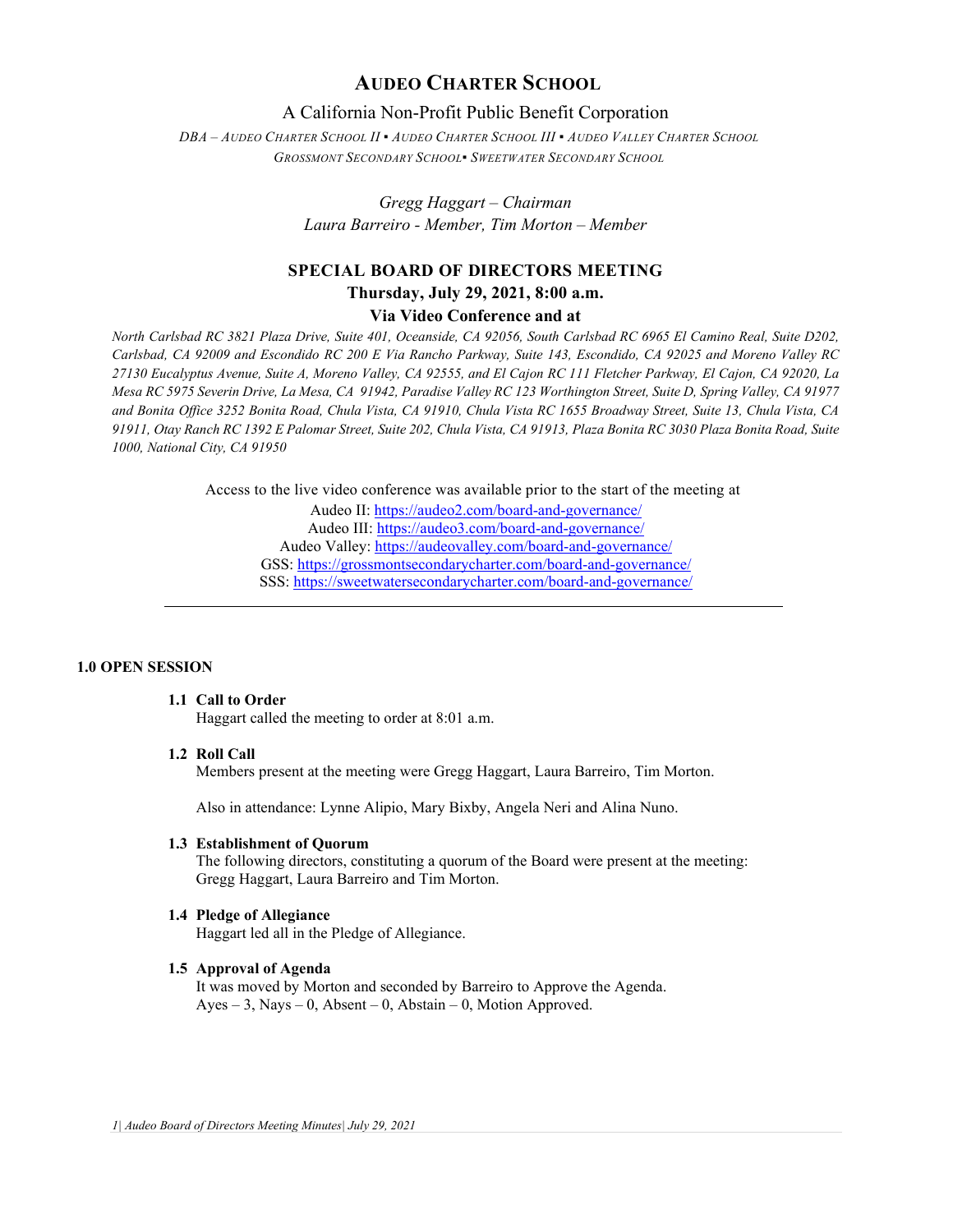# AUDEO CHARTER SCHOOL

A California Non-Profit Public Benefit Corporation

*DBA – AUDEO CHARTER SCHOOL II ▪ AUDEO CHARTER SCHOOL III ▪ AUDEO VALLEY CHARTER SCHOOL*
*GROSSMONT SECONDARY SCHOOL▪ SWEETWATER SECONDARY SCHOOL*

*Gregg Haggart – Chairman*
*Laura Barreiro - Member, Tim Morton – Member*

## SPECIAL BOARD OF DIRECTORS MEETING
**Thursday, July 29, 2021, 8:00 a.m.**
**Via Video Conference and at**

*North Carlsbad RC 3821 Plaza Drive, Suite 401, Oceanside, CA 92056, South Carlsbad RC 6965 El Camino Real, Suite D202, Carlsbad, CA 92009 and Escondido RC 200 E Via Rancho Parkway, Suite 143, Escondido, CA 92025 and Moreno Valley RC 27130 Eucalyptus Avenue, Suite A, Moreno Valley, CA 92555, and El Cajon RC 111 Fletcher Parkway, El Cajon, CA 92020, La Mesa RC 5975 Severin Drive, La Mesa, CA 91942, Paradise Valley RC 123 Worthington Street, Suite D, Spring Valley, CA 91977 and Bonita Office 3252 Bonita Road, Chula Vista, CA 91910, Chula Vista RC 1655 Broadway Street, Suite 13, Chula Vista, CA 91911, Otay Ranch RC 1392 E Palomar Street, Suite 202, Chula Vista, CA 91913, Plaza Bonita RC 3030 Plaza Bonita Road, Suite 1000, National City, CA 91950*

Access to the live video conference was available prior to the start of the meeting at
Audeo II: https://audeo2.com/board-and-governance/
Audeo III: https://audeo3.com/board-and-governance/
Audeo Valley: https://audeovalley.com/board-and-governance/
GSS: https://grossmontsecondarycharter.com/board-and-governance/
SSS: https://sweetwatersecondarycharter.com/board-and-governance/

---

### 1.0 OPEN SESSION

**1.1 Call to Order**
Haggart called the meeting to order at 8:01 a.m.

**1.2 Roll Call**
Members present at the meeting were Gregg Haggart, Laura Barreiro, Tim Morton.

Also in attendance: Lynne Alipio, Mary Bixby, Angela Neri and Alina Nuno.

**1.3 Establishment of Quorum**
The following directors, constituting a quorum of the Board were present at the meeting: Gregg Haggart, Laura Barreiro and Tim Morton.

**1.4 Pledge of Allegiance**
Haggart led all in the Pledge of Allegiance.

**1.5 Approval of Agenda**
It was moved by Morton and seconded by Barreiro to Approve the Agenda.
Ayes – 3, Nays – 0, Absent – 0, Abstain – 0, Motion Approved.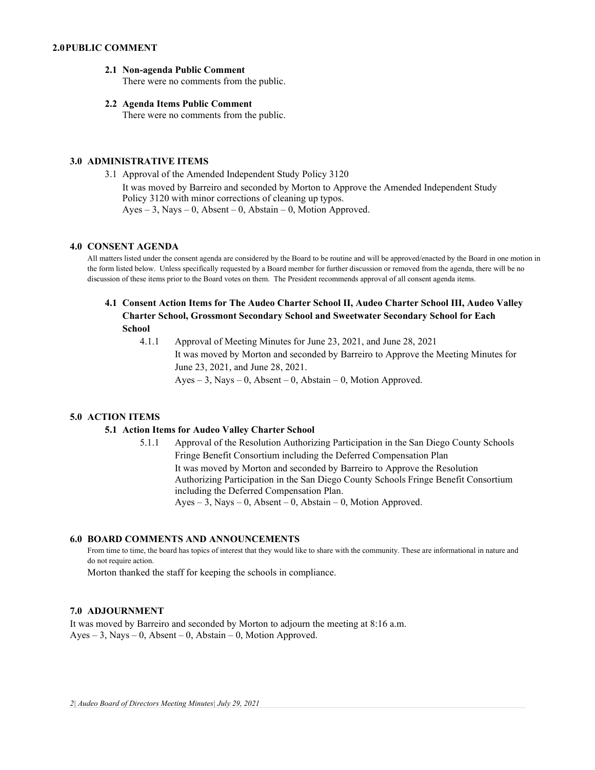## 2.0 PUBLIC COMMENT

**2.1 Non-agenda Public Comment**
There were no comments from the public.

**2.2 Agenda Items Public Comment**
There were no comments from the public.

## 3.0 ADMINISTRATIVE ITEMS

3.1 Approval of the Amended Independent Study Policy 3120
It was moved by Barreiro and seconded by Morton to Approve the Amended Independent Study Policy 3120 with minor corrections of cleaning up typos.
Ayes – 3, Nays – 0, Absent – 0, Abstain – 0, Motion Approved.

## 4.0 CONSENT AGENDA

All matters listed under the consent agenda are considered by the Board to be routine and will be approved/enacted by the Board in one motion in the form listed below. Unless specifically requested by a Board member for further discussion or removed from the agenda, there will be no discussion of these items prior to the Board votes on them. The President recommends approval of all consent agenda items.

### 4.1 Consent Action Items for The Audeo Charter School II, Audeo Charter School III, Audeo Valley Charter School, Grossmont Secondary School and Sweetwater Secondary School for Each School

4.1.1 Approval of Meeting Minutes for June 23, 2021, and June 28, 2021
It was moved by Morton and seconded by Barreiro to Approve the Meeting Minutes for June 23, 2021, and June 28, 2021.
Ayes – 3, Nays – 0, Absent – 0, Abstain – 0, Motion Approved.

## 5.0 ACTION ITEMS

### 5.1 Action Items for Audeo Valley Charter School

5.1.1 Approval of the Resolution Authorizing Participation in the San Diego County Schools Fringe Benefit Consortium including the Deferred Compensation Plan
It was moved by Morton and seconded by Barreiro to Approve the Resolution Authorizing Participation in the San Diego County Schools Fringe Benefit Consortium including the Deferred Compensation Plan.
Ayes – 3, Nays – 0, Absent – 0, Abstain – 0, Motion Approved.

## 6.0 BOARD COMMENTS AND ANNOUNCEMENTS

From time to time, the board has topics of interest that they would like to share with the community. These are informational in nature and do not require action.

Morton thanked the staff for keeping the schools in compliance.

## 7.0 ADJOURNMENT

It was moved by Barreiro and seconded by Morton to adjourn the meeting at 8:16 a.m.
Ayes – 3, Nays – 0, Absent – 0, Abstain – 0, Motion Approved.